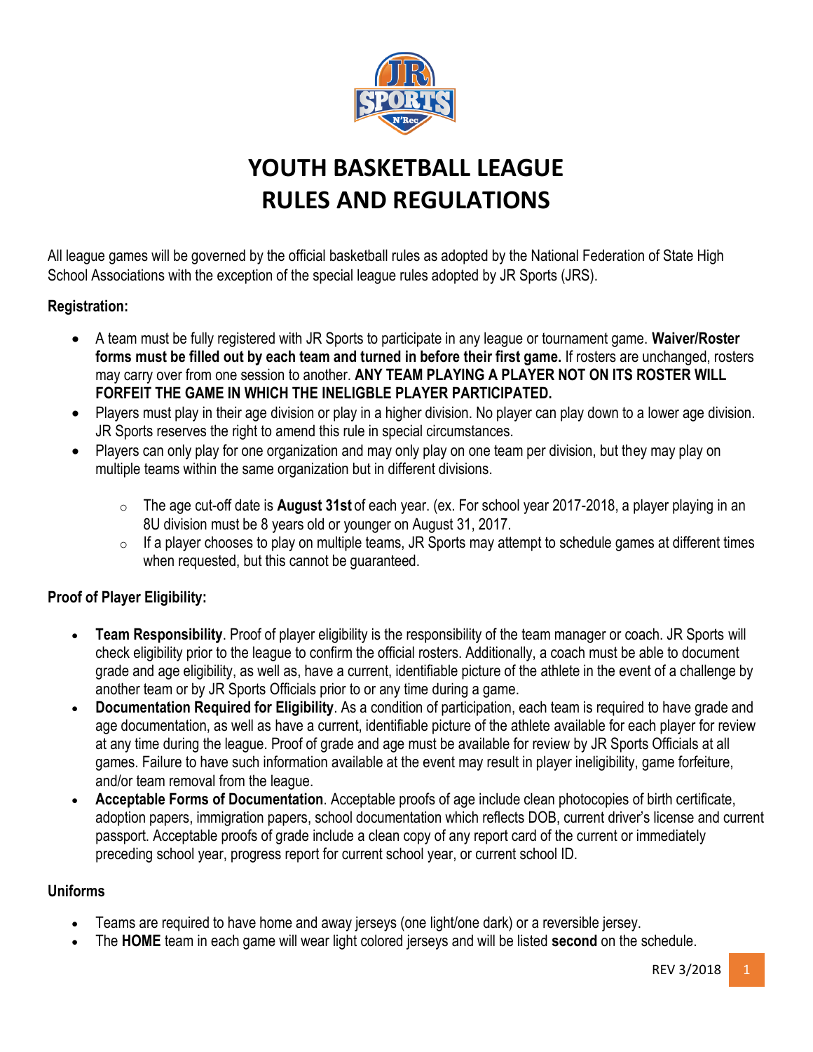# YOUTH BASKETBALL LEAGUE
# RULES AND REGULATIONS

All league games will be governed by the official basketball rules as adopted by the National Federation of State High School Associations with the exception of the special league rules adopted by JR Sports (JRS).

**Registration:**

- A team must be fully registered with JR Sports to participate in any league or tournament game. **Waiver/Roster forms must be filled out by each team and turned in before their first game.** If rosters are unchanged, rosters may carry over from one session to another. **ANY TEAM PLAYING A PLAYER NOT ON ITS ROSTER WILL FORFEIT THE GAME IN WHICH THE INELIGBLE PLAYER PARTICIPATED.**
- Players must play in their age division or play in a higher division. No player can play down to a lower age division. JR Sports reserves the right to amend this rule in special circumstances.
- Players can only play for one organization and may only play on one team per division, but they may play on multiple teams within the same organization but in different divisions.
  - The age cut-off date is **August 31st** of each year. (ex. For school year 2017-2018, a player playing in an 8U division must be 8 years old or younger on August 31, 2017.
  - If a player chooses to play on multiple teams, JR Sports may attempt to schedule games at different times when requested, but this cannot be guaranteed.

**Proof of Player Eligibility:**

- **Team Responsibility**. Proof of player eligibility is the responsibility of the team manager or coach. JR Sports will check eligibility prior to the league to confirm the official rosters. Additionally, a coach must be able to document grade and age eligibility, as well as, have a current, identifiable picture of the athlete in the event of a challenge by another team or by JR Sports Officials prior to or any time during a game.
- **Documentation Required for Eligibility**. As a condition of participation, each team is required to have grade and age documentation, as well as have a current, identifiable picture of the athlete available for each player for review at any time during the league. Proof of grade and age must be available for review by JR Sports Officials at all games. Failure to have such information available at the event may result in player ineligibility, game forfeiture, and/or team removal from the league.
- **Acceptable Forms of Documentation**. Acceptable proofs of age include clean photocopies of birth certificate, adoption papers, immigration papers, school documentation which reflects DOB, current driver's license and current passport. Acceptable proofs of grade include a clean copy of any report card of the current or immediately preceding school year, progress report for current school year, or current school ID.

**Uniforms**

- Teams are required to have home and away jerseys (one light/one dark) or a reversible jersey.
- The **HOME** team in each game will wear light colored jerseys and will be listed **second** on the schedule.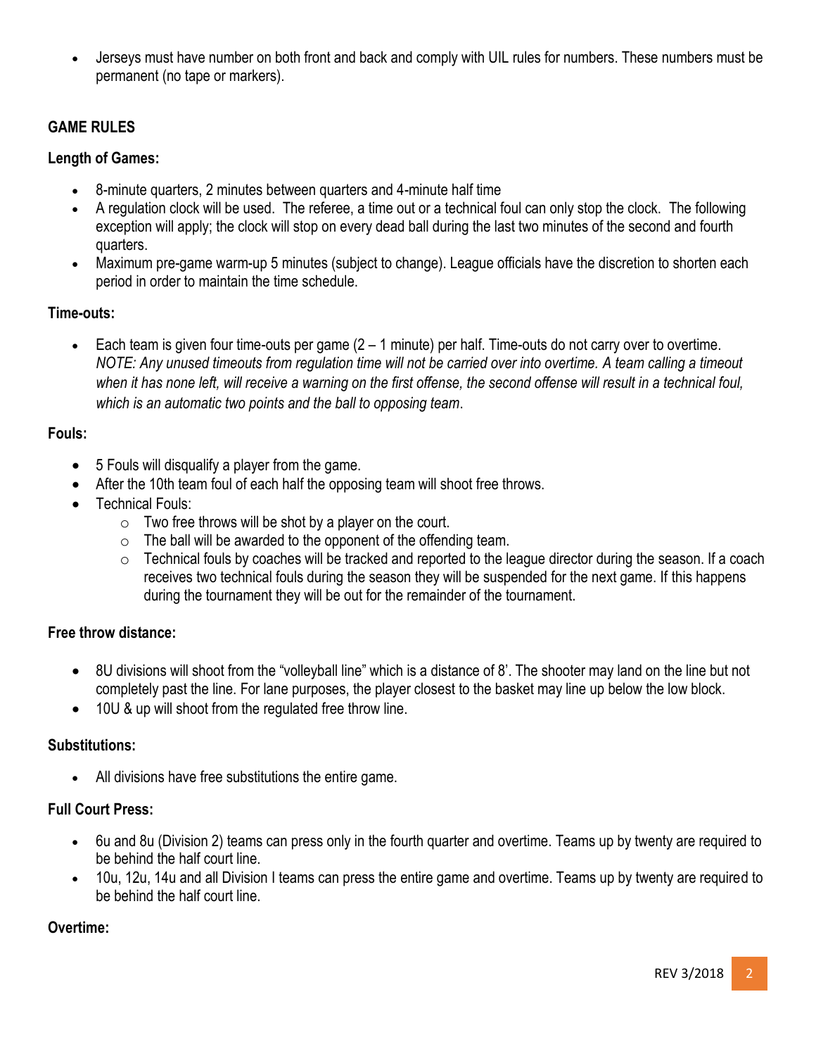- Jerseys must have number on both front and back and comply with UIL rules for numbers. These numbers must be permanent (no tape or markers).

**GAME RULES**

**Length of Games:**

- 8-minute quarters, 2 minutes between quarters and 4-minute half time
- A regulation clock will be used. The referee, a time out or a technical foul can only stop the clock. The following exception will apply; the clock will stop on every dead ball during the last two minutes of the second and fourth quarters.
- Maximum pre-game warm-up 5 minutes (subject to change). League officials have the discretion to shorten each period in order to maintain the time schedule.

**Time-outs:**

- Each team is given four time-outs per game (2 – 1 minute) per half. Time-outs do not carry over to overtime. *NOTE: Any unused timeouts from regulation time will not be carried over into overtime. A team calling a timeout when it has none left, will receive a warning on the first offense, the second offense will result in a technical foul, which is an automatic two points and the ball to opposing team*.

**Fouls:**

- 5 Fouls will disqualify a player from the game.
- After the 10th team foul of each half the opposing team will shoot free throws.
- Technical Fouls:
  - Two free throws will be shot by a player on the court.
  - The ball will be awarded to the opponent of the offending team.
  - Technical fouls by coaches will be tracked and reported to the league director during the season. If a coach receives two technical fouls during the season they will be suspended for the next game. If this happens during the tournament they will be out for the remainder of the tournament.

**Free throw distance:**

- 8U divisions will shoot from the "volleyball line" which is a distance of 8'. The shooter may land on the line but not completely past the line. For lane purposes, the player closest to the basket may line up below the low block.
- 10U & up will shoot from the regulated free throw line.

**Substitutions:**

- All divisions have free substitutions the entire game.

**Full Court Press:**

- 6u and 8u (Division 2) teams can press only in the fourth quarter and overtime. Teams up by twenty are required to be behind the half court line.
- 10u, 12u, 14u and all Division I teams can press the entire game and overtime. Teams up by twenty are required to be behind the half court line.

**Overtime:**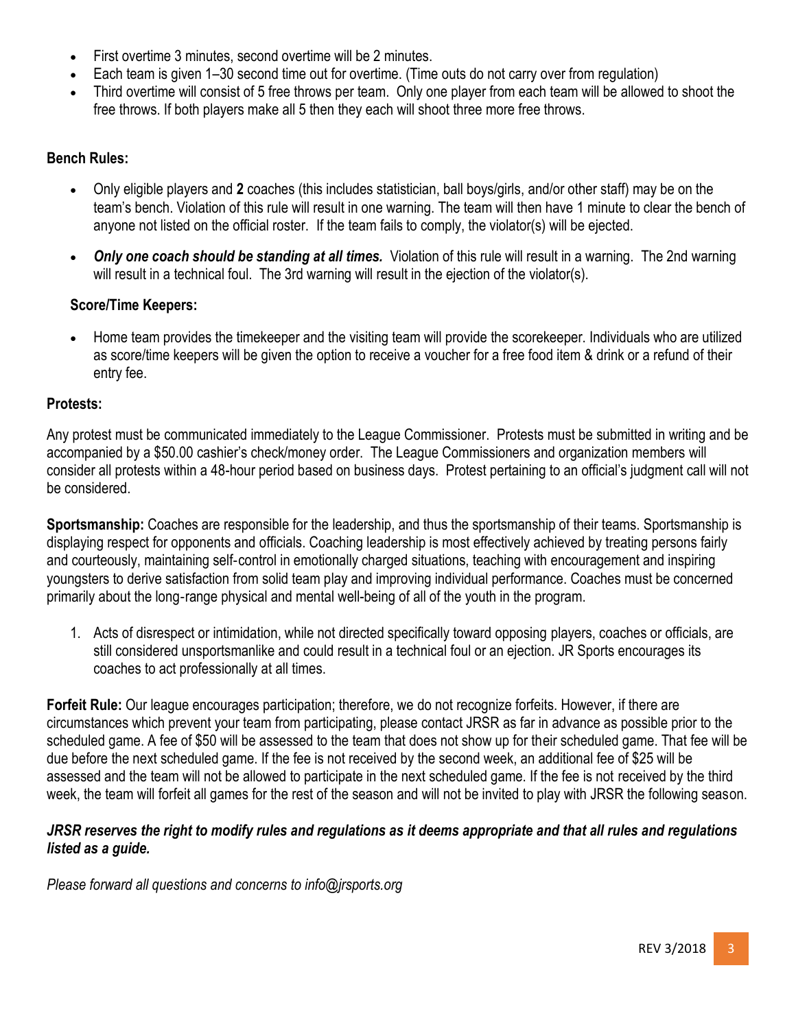- First overtime 3 minutes, second overtime will be 2 minutes.
- Each team is given 1–30 second time out for overtime. (Time outs do not carry over from regulation)
- Third overtime will consist of 5 free throws per team. Only one player from each team will be allowed to shoot the free throws. If both players make all 5 then they each will shoot three more free throws.

**Bench Rules:**

- Only eligible players and **2** coaches (this includes statistician, ball boys/girls, and/or other staff) may be on the team's bench. Violation of this rule will result in one warning. The team will then have 1 minute to clear the bench of anyone not listed on the official roster. If the team fails to comply, the violator(s) will be ejected.

- ***Only one coach should be standing at all times.*** Violation of this rule will result in a warning. The 2nd warning will result in a technical foul. The 3rd warning will result in the ejection of the violator(s).

**Score/Time Keepers:**

- Home team provides the timekeeper and the visiting team will provide the scorekeeper. Individuals who are utilized as score/time keepers will be given the option to receive a voucher for a free food item & drink or a refund of their entry fee.

**Protests:**

Any protest must be communicated immediately to the League Commissioner. Protests must be submitted in writing and be accompanied by a $50.00 cashier's check/money order. The League Commissioners and organization members will consider all protests within a 48-hour period based on business days. Protest pertaining to an official's judgment call will not be considered.

**Sportsmanship:** Coaches are responsible for the leadership, and thus the sportsmanship of their teams. Sportsmanship is displaying respect for opponents and officials. Coaching leadership is most effectively achieved by treating persons fairly and courteously, maintaining self-control in emotionally charged situations, teaching with encouragement and inspiring youngsters to derive satisfaction from solid team play and improving individual performance. Coaches must be concerned primarily about the long-range physical and mental well-being of all of the youth in the program.

1. Acts of disrespect or intimidation, while not directed specifically toward opposing players, coaches or officials, are still considered unsportsmanlike and could result in a technical foul or an ejection. JR Sports encourages its coaches to act professionally at all times.

**Forfeit Rule:** Our league encourages participation; therefore, we do not recognize forfeits. However, if there are circumstances which prevent your team from participating, please contact JRSR as far in advance as possible prior to the scheduled game. A fee of $50 will be assessed to the team that does not show up for their scheduled game. That fee will be due before the next scheduled game. If the fee is not received by the second week, an additional fee of $25 will be assessed and the team will not be allowed to participate in the next scheduled game. If the fee is not received by the third week, the team will forfeit all games for the rest of the season and will not be invited to play with JRSR the following season.

***JRSR reserves the right to modify rules and regulations as it deems appropriate and that all rules and regulations listed as a guide.***

*Please forward all questions and concerns to info@jrsports.org*

REV 3/2018